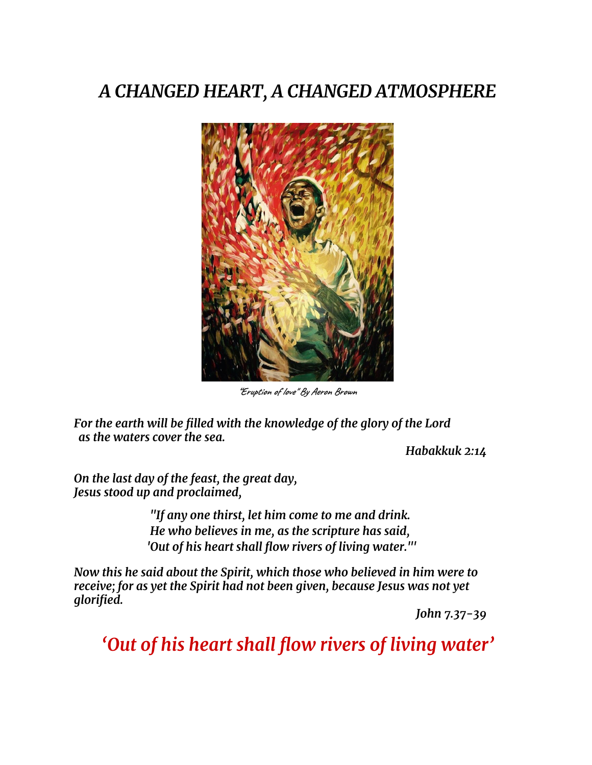# *A CHANGED HEART, A CHANGED ATMOSPHERE*

"Eruption of love" By Aeron Brown

***For the earth will be filled with the knowledge of the glory of the Lord***
***as the waters cover the sea.***

***Habakkuk 2:14***

***On the last day of the feast, the great day,***
***Jesus stood up and proclaimed,***

***"If any one thirst, let him come to me and drink.***
***He who believes in me, as the scripture has said,***
***'Out of his heart shall flow rivers of living water.'"***

***Now this he said about the Spirit, which those who believed in him were to receive; for as yet the Spirit had not been given, because Jesus was not yet glorified.***

***John 7.37-39***

## *'Out of his heart shall flow rivers of living water'*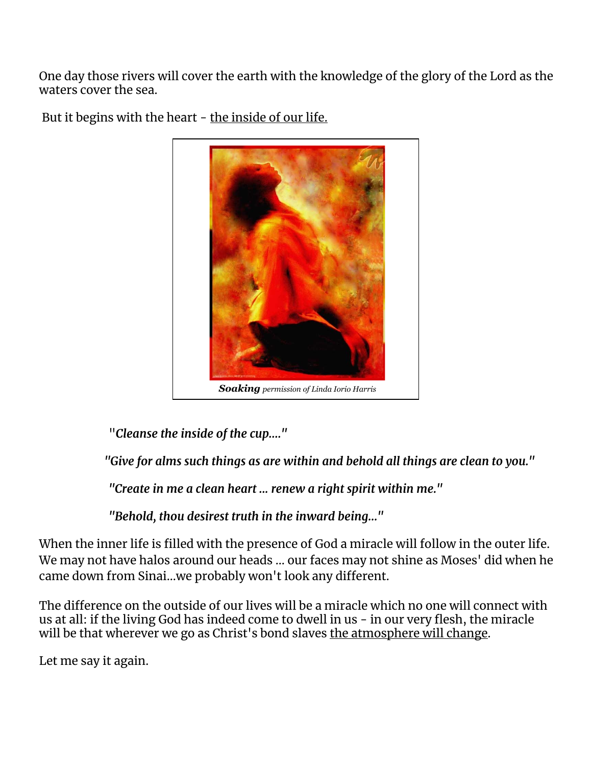One day those rivers will cover the earth with the knowledge of the glory of the Lord as the waters cover the sea.

But it begins with the heart - the inside of our life.

***Soaking*** *permission of Linda Iorio Harris*

> ***"Cleanse the inside of the cup...."***
>
> ***"Give for alms such things as are within and behold all things are clean to you."***
>
> ***"Create in me a clean heart ... renew a right spirit within me."***
>
> ***"Behold, thou desirest truth in the inward being..."***

When the inner life is filled with the presence of God a miracle will follow in the outer life. We may not have halos around our heads ... our faces may not shine as Moses' did when he came down from Sinai...we probably won't look any different.

The difference on the outside of our lives will be a miracle which no one will connect with us at all: if the living God has indeed come to dwell in us - in our very flesh, the miracle will be that wherever we go as Christ's bond slaves the atmosphere will change.

Let me say it again.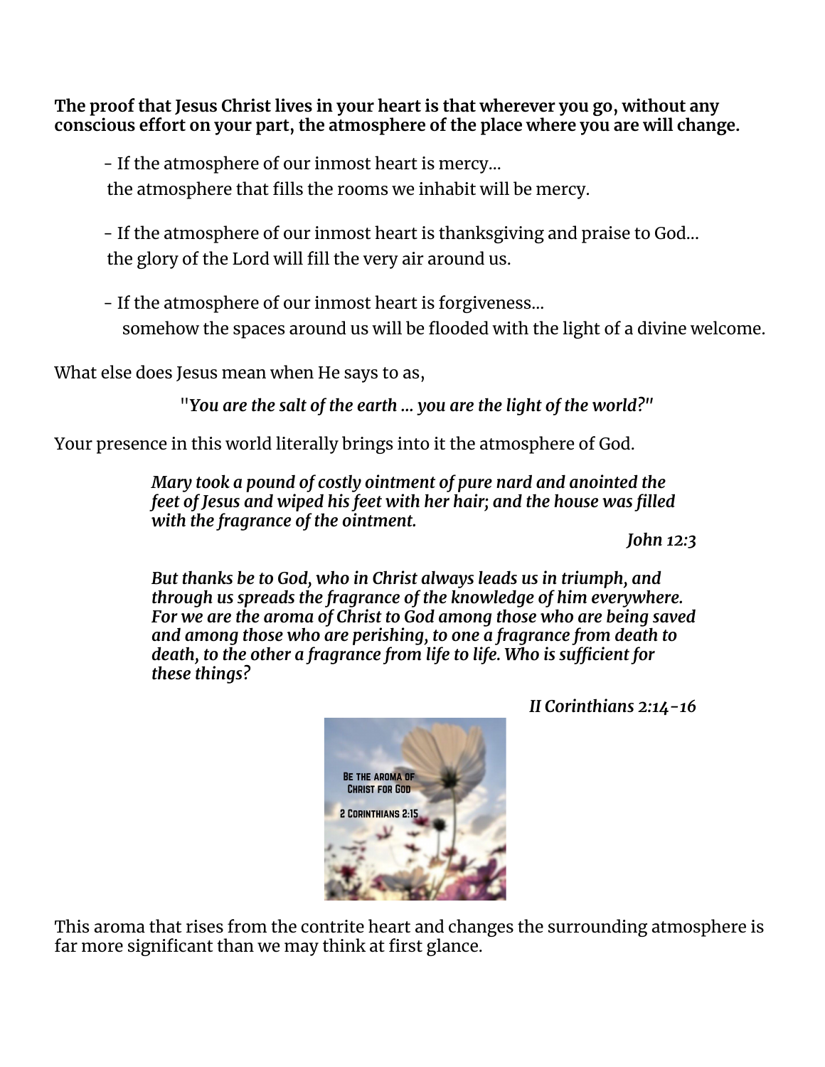**The proof that Jesus Christ lives in your heart is that wherever you go, without any conscious effort on your part, the atmosphere of the place where you are will change.**

- If the atmosphere of our inmost heart is mercy… the atmosphere that fills the rooms we inhabit will be mercy.
- If the atmosphere of our inmost heart is thanksgiving and praise to God… the glory of the Lord will fill the very air around us.
- If the atmosphere of our inmost heart is forgiveness… somehow the spaces around us will be flooded with the light of a divine welcome.

What else does Jesus mean when He says to as,

*"You are the salt of the earth … you are the light of the world?"*

Your presence in this world literally brings into it the atmosphere of God.

> ***Mary took a pound of costly ointment of pure nard and anointed the feet of Jesus and wiped his feet with her hair; and the house was filled with the fragrance of the ointment.***
>
> ***John 12:3***

> ***But thanks be to God, who in Christ always leads us in triumph, and through us spreads the fragrance of the knowledge of him everywhere. For we are the aroma of Christ to God among those who are being saved and among those who are perishing, to one a fragrance from death to death, to the other a fragrance from life to life. Who is sufficient for these things?***
>
> ***II Corinthians 2:14-16***

This aroma that rises from the contrite heart and changes the surrounding atmosphere is far more significant than we may think at first glance.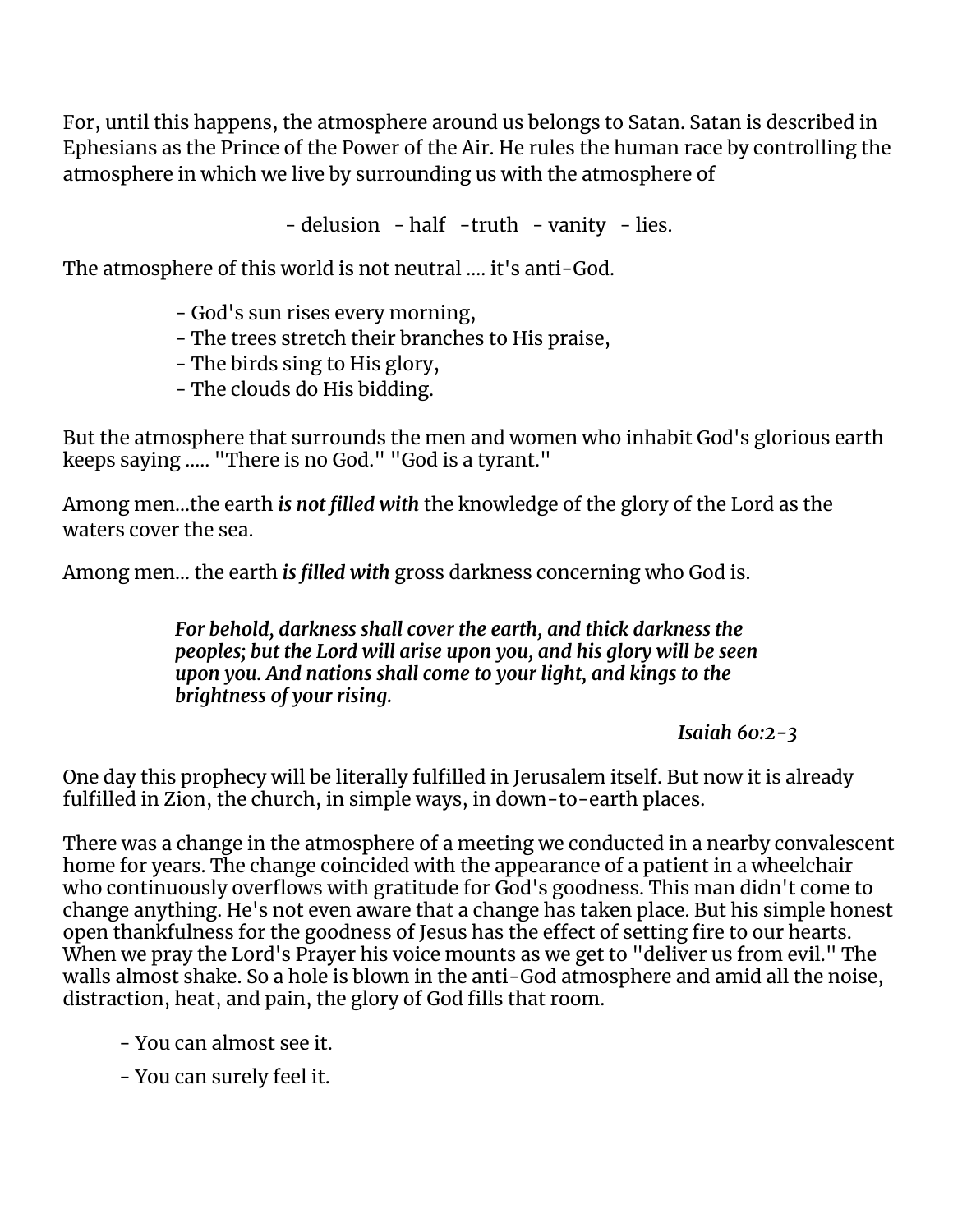For, until this happens, the atmosphere around us belongs to Satan. Satan is described in Ephesians as the Prince of the Power of the Air. He rules the human race by controlling the atmosphere in which we live by surrounding us with the atmosphere of

- delusion - half -truth - vanity - lies.

The atmosphere of this world is not neutral .... it's anti-God.

- God's sun rises every morning,
- The trees stretch their branches to His praise,
- The birds sing to His glory,
- The clouds do His bidding.

But the atmosphere that surrounds the men and women who inhabit God's glorious earth keeps saying ..... "There is no God." "God is a tyrant."

Among men...the earth ***is not filled with*** the knowledge of the glory of the Lord as the waters cover the sea.

Among men... the earth ***is filled with*** gross darkness concerning who God is.

> ***For behold, darkness shall cover the earth, and thick darkness the peoples; but the Lord will arise upon you, and his glory will be seen upon you. And nations shall come to your light, and kings to the brightness of your rising.***
>
> ***Isaiah 60:2-3***

One day this prophecy will be literally fulfilled in Jerusalem itself. But now it is already fulfilled in Zion, the church, in simple ways, in down-to-earth places.

There was a change in the atmosphere of a meeting we conducted in a nearby convalescent home for years. The change coincided with the appearance of a patient in a wheelchair who continuously overflows with gratitude for God's goodness. This man didn't come to change anything. He's not even aware that a change has taken place. But his simple honest open thankfulness for the goodness of Jesus has the effect of setting fire to our hearts. When we pray the Lord's Prayer his voice mounts as we get to "deliver us from evil." The walls almost shake. So a hole is blown in the anti-God atmosphere and amid all the noise, distraction, heat, and pain, the glory of God fills that room.

- You can almost see it.
- You can surely feel it.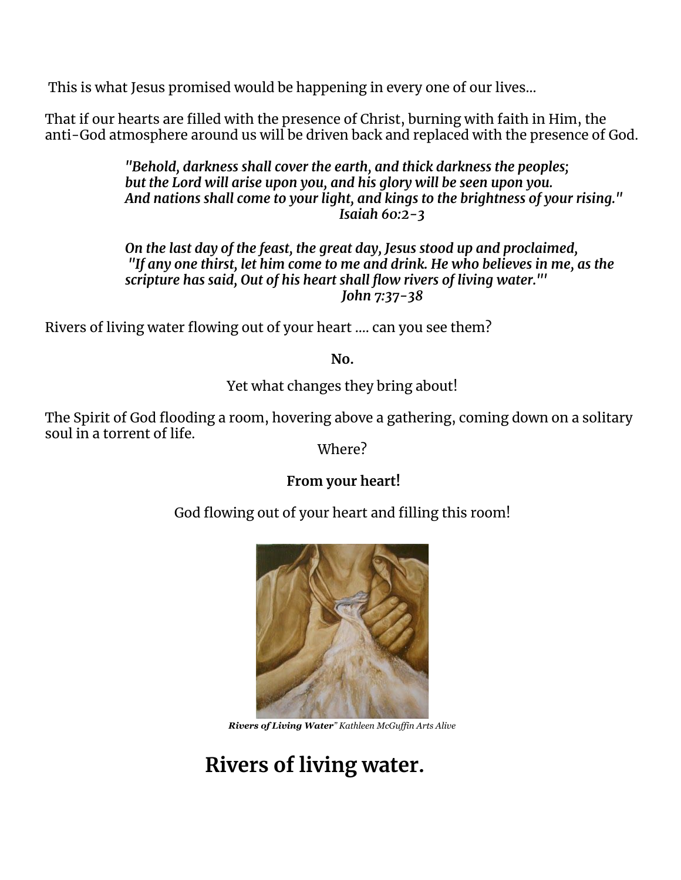This is what Jesus promised would be happening in every one of our lives...

That if our hearts are filled with the presence of Christ, burning with faith in Him, the anti-God atmosphere around us will be driven back and replaced with the presence of God.

> ***"Behold, darkness shall cover the earth, and thick darkness the peoples;***
> ***but the Lord will arise upon you, and his glory will be seen upon you.***
> ***And nations shall come to your light, and kings to the brightness of your rising."***
> ***Isaiah 60:2-3***

> ***On the last day of the feast, the great day, Jesus stood up and proclaimed,***
> ***"If any one thirst, let him come to me and drink. He who believes in me, as the scripture has said, Out of his heart shall flow rivers of living water."'***
> ***John 7:37-38***

Rivers of living water flowing out of your heart .... can you see them?

**No.**

Yet what changes they bring about!

The Spirit of God flooding a room, hovering above a gathering, coming down on a solitary soul in a torrent of life.

Where?

**From your heart!**

God flowing out of your heart and filling this room!

***Rivers of Living Water*"** *Kathleen McGuffin Arts Alive*

## Rivers of living water.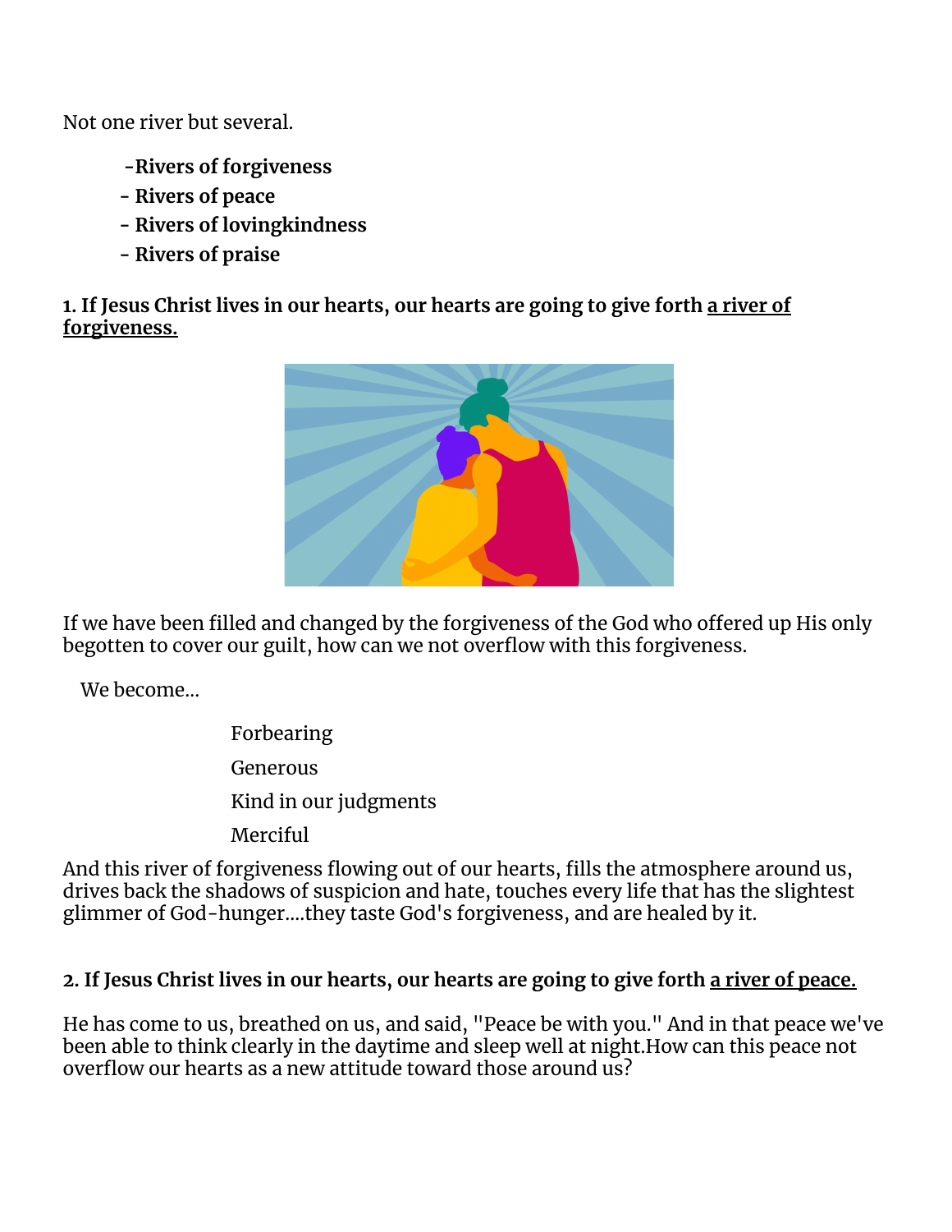Not one river but several.

- **Rivers of forgiveness**
- **Rivers of peace**
- **Rivers of lovingkindness**
- **Rivers of praise**

**1. If Jesus Christ lives in our hearts, our hearts are going to give forth a river of forgiveness.**

If we have been filled and changed by the forgiveness of the God who offered up His only begotten to cover our guilt, how can we not overflow with this forgiveness.

We become...

Forbearing

Generous

Kind in our judgments

Merciful

And this river of forgiveness flowing out of our hearts, fills the atmosphere around us, drives back the shadows of suspicion and hate, touches every life that has the slightest glimmer of God-hunger....they taste God's forgiveness, and are healed by it.

**2. If Jesus Christ lives in our hearts, our hearts are going to give forth a river of peace.**

He has come to us, breathed on us, and said, "Peace be with you." And in that peace we've been able to think clearly in the daytime and sleep well at night.How can this peace not overflow our hearts as a new attitude toward those around us?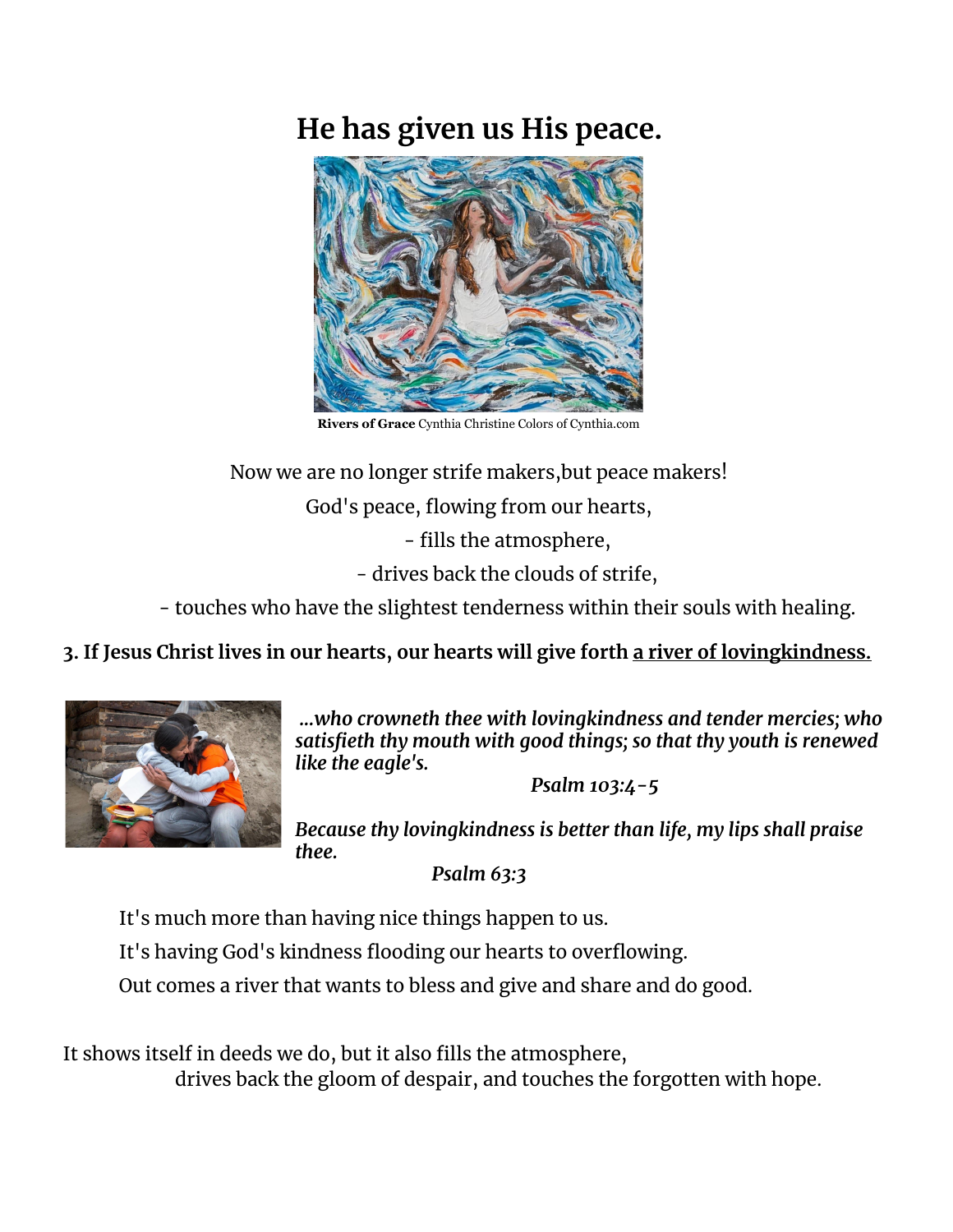# He has given us His peace.

**Rivers of Grace** Cynthia Christine Colors of Cynthia.com

Now we are no longer strife makers,but peace makers!

God's peace, flowing from our hearts,

- fills the atmosphere,
- drives back the clouds of strife,
- touches who have the slightest tenderness within their souls with healing.

**3. If Jesus Christ lives in our hearts, our hearts will give forth <u>a river of lovingkindness.</u>**

***...who crowneth thee with lovingkindness and tender mercies; who satisfieth thy mouth with good things; so that thy youth is renewed like the eagle's.***

***Psalm 103:4-5***

***Because thy lovingkindness is better than life, my lips shall praise thee.***

***Psalm 63:3***

It's much more than having nice things happen to us.

It's having God's kindness flooding our hearts to overflowing.

Out comes a river that wants to bless and give and share and do good.

It shows itself in deeds we do, but it also fills the atmosphere, drives back the gloom of despair, and touches the forgotten with hope.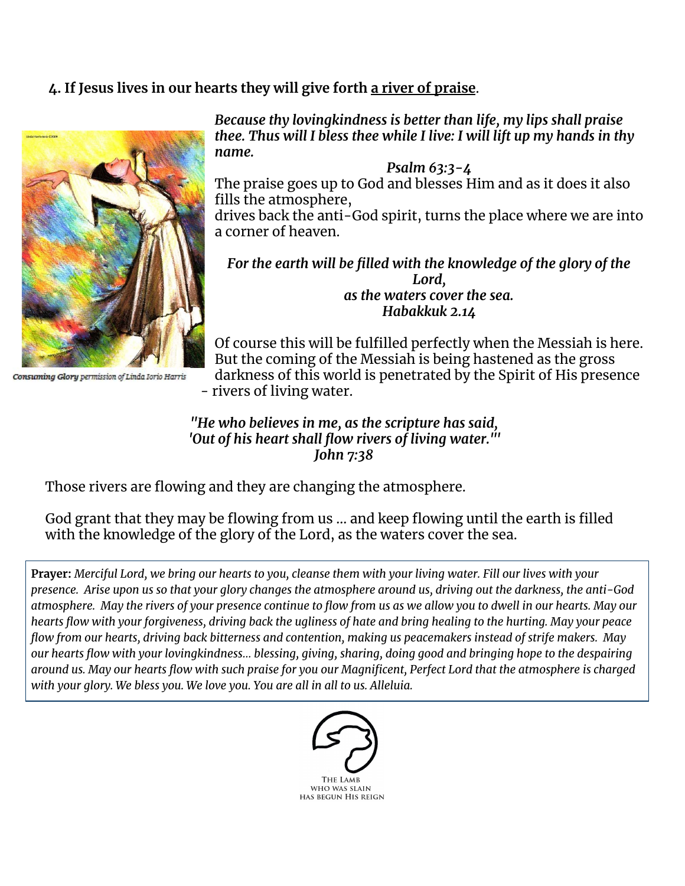**4. If Jesus lives in our hearts they will give forth <u>a river of praise</u>.**

*Consuming Glory* permission of Linda Iorio Harris

***Because thy lovingkindness is better than life, my lips shall praise thee. Thus will I bless thee while I live: I will lift up my hands in thy name.***

*Psalm 63:3-4*

The praise goes up to God and blesses Him and as it does it also fills the atmosphere,
drives back the anti-God spirit, turns the place where we are into a corner of heaven.

***For the earth will be filled with the knowledge of the glory of the Lord,***
***as the waters cover the sea.***
***Habakkuk 2.14***

Of course this will be fulfilled perfectly when the Messiah is here. But the coming of the Messiah is being hastened as the gross darkness of this world is penetrated by the Spirit of His presence - rivers of living water.

***"He who believes in me, as the scripture has said,***
***'Out of his heart shall flow rivers of living water.'"***
***John 7:38***

Those rivers are flowing and they are changing the atmosphere.

God grant that they may be flowing from us ... and keep flowing until the earth is filled with the knowledge of the glory of the Lord, as the waters cover the sea.

**Prayer:** *Merciful Lord, we bring our hearts to you, cleanse them with your living water. Fill our lives with your presence. Arise upon us so that your glory changes the atmosphere around us, driving out the darkness, the anti-God atmosphere. May the rivers of your presence continue to flow from us as we allow you to dwell in our hearts. May our hearts flow with your forgiveness, driving back the ugliness of hate and bring healing to the hurting. May your peace flow from our hearts, driving back bitterness and contention, making us peacemakers instead of strife makers. May our hearts flow with your lovingkindness... blessing, giving, sharing, doing good and bringing hope to the despairing around us. May our hearts flow with such praise for you our Magnificent, Perfect Lord that the atmosphere is charged with your glory. We bless you. We love you. You are all in all to us. Alleluia.*

THE LAMB
WHO WAS SLAIN
HAS BEGUN HIS REIGN